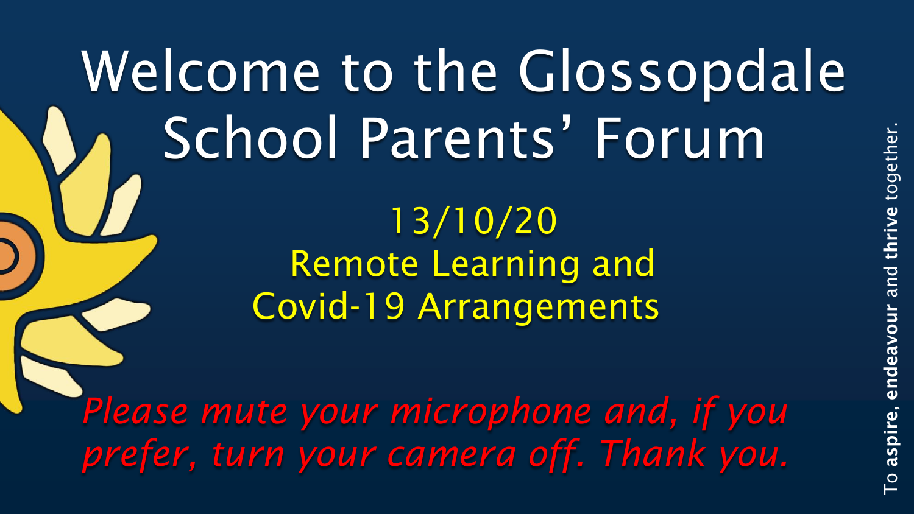# Welcome to the Glossopdale School Parents' Forum

## 13/10/20
## Remote Learning and Covid-19 Arrangements

*Please mute your microphone and, if you prefer, turn your camera off. Thank you.*

To **aspire**, **endeavour** and **thrive** together.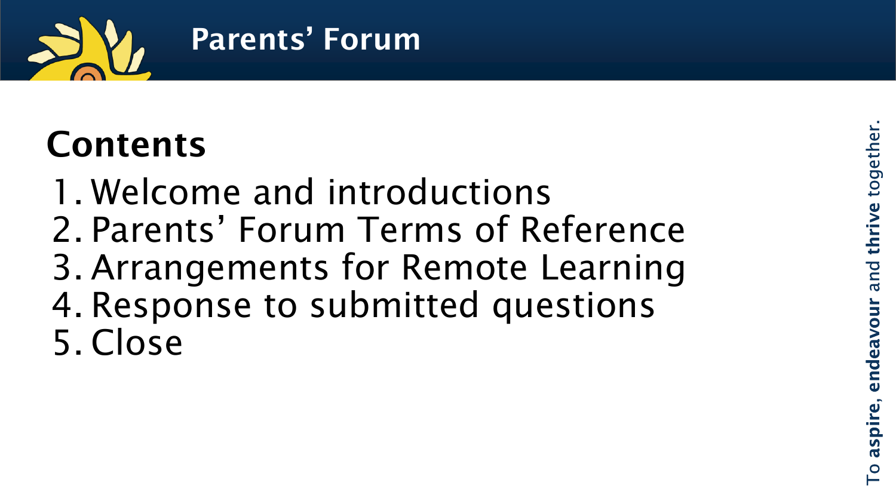# Parents' Forum

## Contents

1. Welcome and introductions
2. Parents' Forum Terms of Reference
3. Arrangements for Remote Learning
4. Response to submitted questions
5. Close

To **aspire**, **endeavour** and **thrive** together.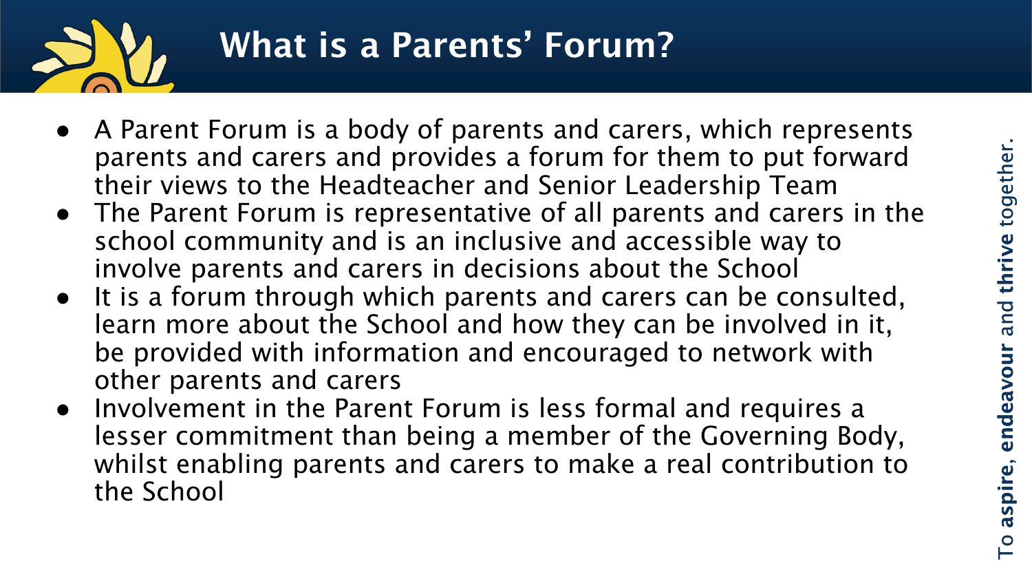# What is a Parents' Forum?

- A Parent Forum is a body of parents and carers, which represents parents and carers and provides a forum for them to put forward their views to the Headteacher and Senior Leadership Team
- The Parent Forum is representative of all parents and carers in the school community and is an inclusive and accessible way to involve parents and carers in decisions about the School
- It is a forum through which parents and carers can be consulted, learn more about the School and how they can be involved in it, be provided with information and encouraged to network with other parents and carers
- Involvement in the Parent Forum is less formal and requires a lesser commitment than being a member of the Governing Body, whilst enabling parents and carers to make a real contribution to the School

To **aspire**, **endeavour** and **thrive** together.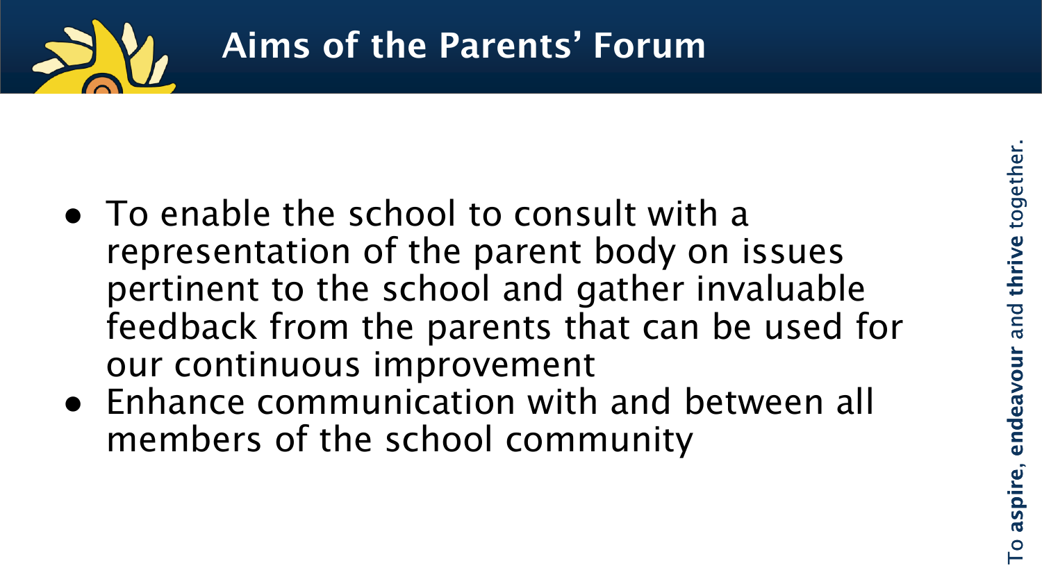# Aims of the Parents' Forum

- To enable the school to consult with a representation of the parent body on issues pertinent to the school and gather invaluable feedback from the parents that can be used for our continuous improvement
- Enhance communication with and between all members of the school community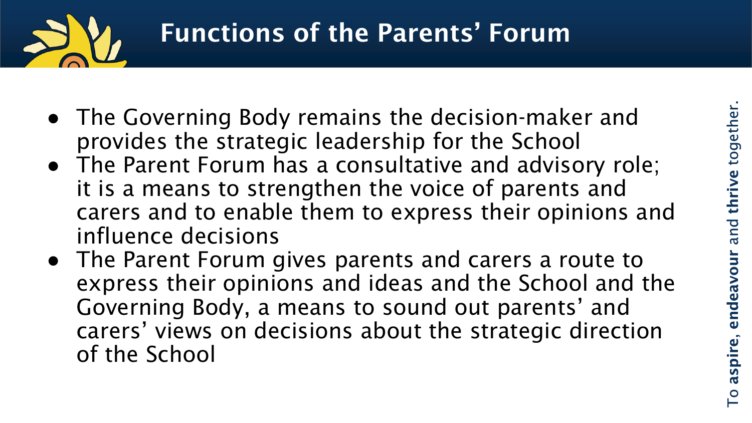# Functions of the Parents' Forum

- The Governing Body remains the decision-maker and provides the strategic leadership for the School
- The Parent Forum has a consultative and advisory role; it is a means to strengthen the voice of parents and carers and to enable them to express their opinions and influence decisions
- The Parent Forum gives parents and carers a route to express their opinions and ideas and the School and the Governing Body, a means to sound out parents' and carers' views on decisions about the strategic direction of the School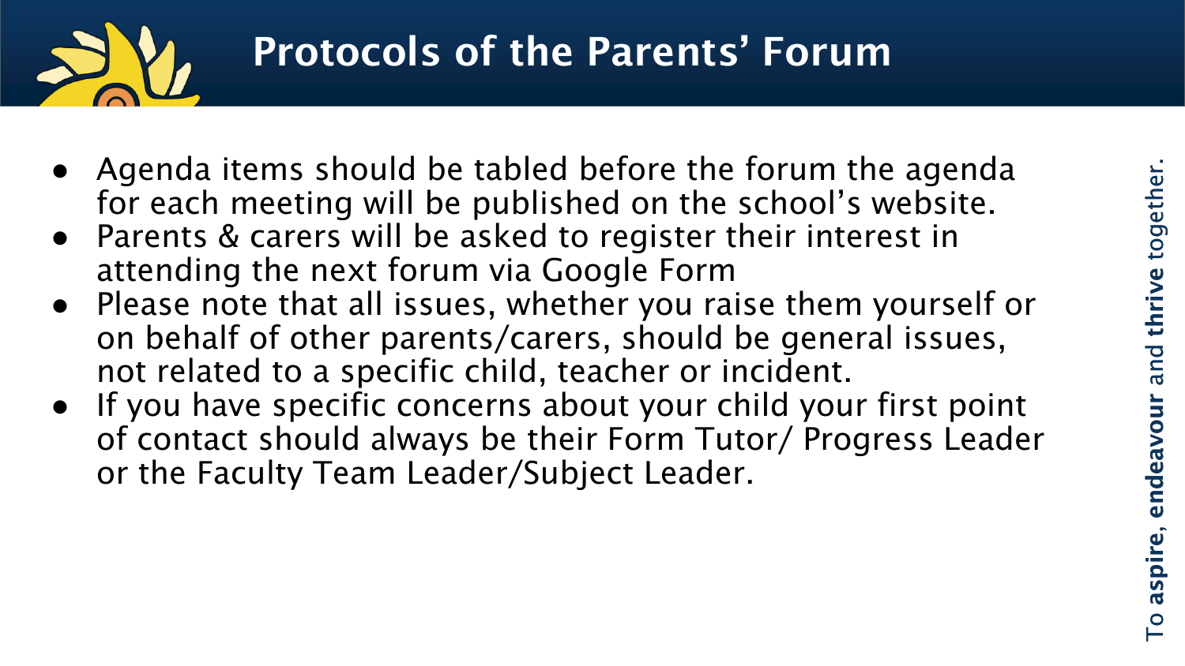# Protocols of the Parents' Forum

- Agenda items should be tabled before the forum the agenda for each meeting will be published on the school's website.
- Parents & carers will be asked to register their interest in attending the next forum via Google Form
- Please note that all issues, whether you raise them yourself or on behalf of other parents/carers, should be general issues, not related to a specific child, teacher or incident.
- If you have specific concerns about your child your first point of contact should always be their Form Tutor/ Progress Leader or the Faculty Team Leader/Subject Leader.

To **aspire**, **endeavour** and **thrive** together.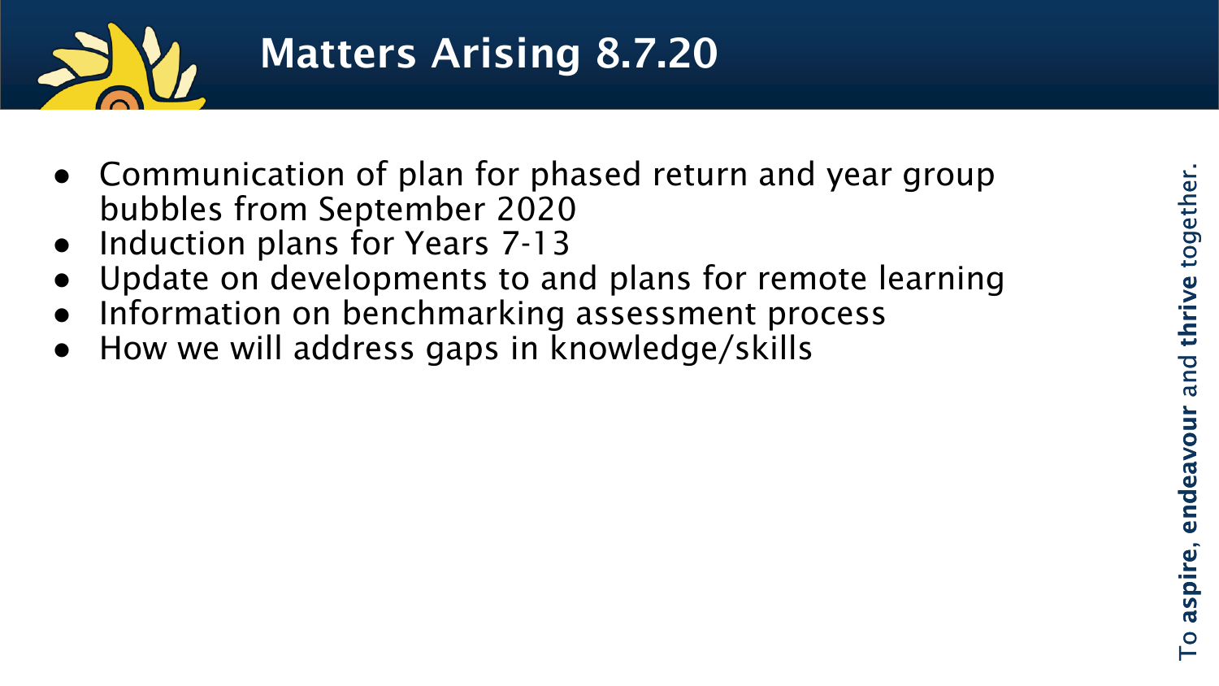# Matters Arising 8.7.20

- Communication of plan for phased return and year group bubbles from September 2020
- Induction plans for Years 7-13
- Update on developments to and plans for remote learning
- Information on benchmarking assessment process
- How we will address gaps in knowledge/skills

To **aspire**, **endeavour** and **thrive** together.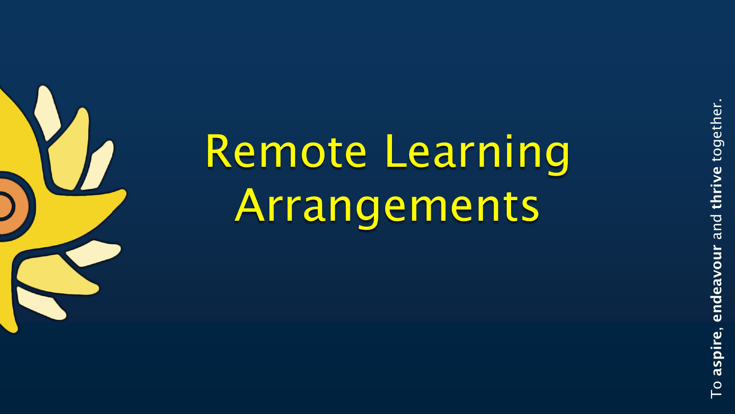# Remote Learning Arrangements

To **aspire**, **endeavour** and **thrive** together.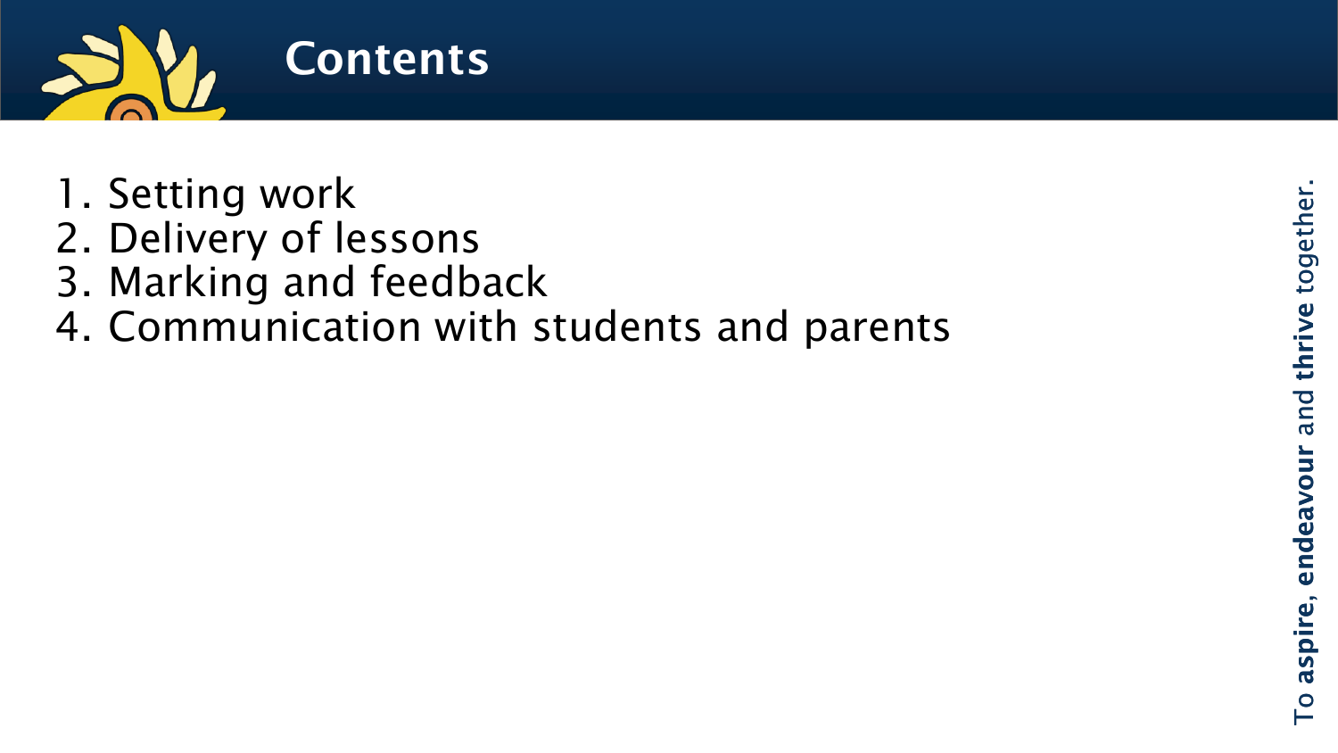# Contents

1. Setting work
2. Delivery of lessons
3. Marking and feedback
4. Communication with students and parents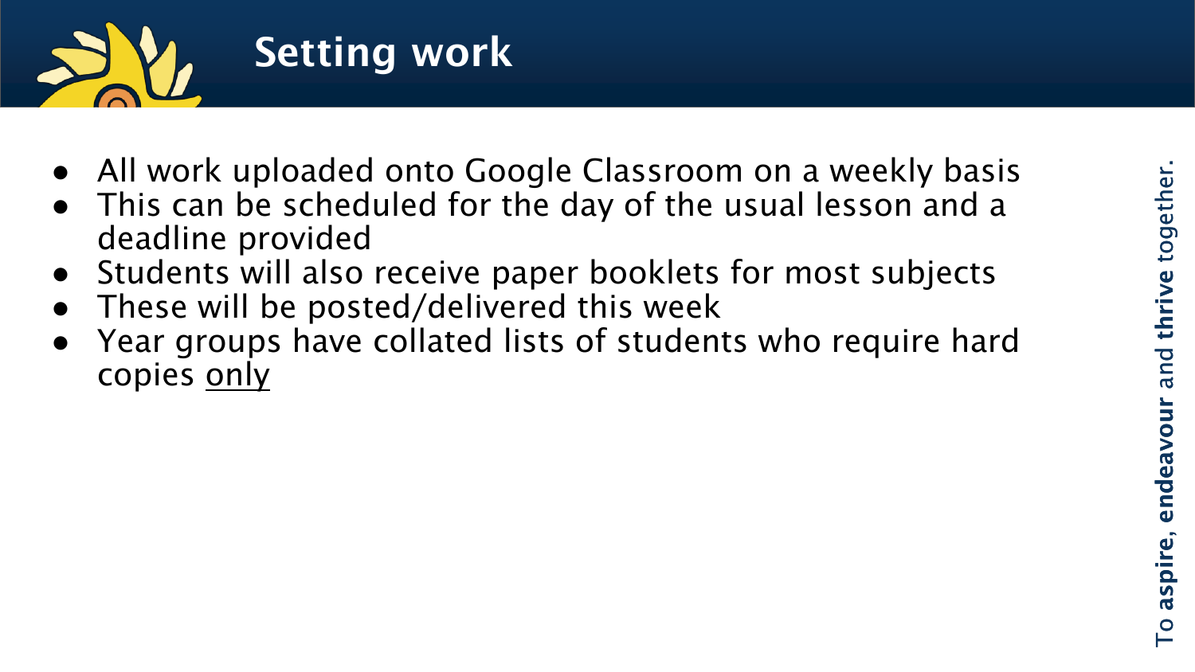# Setting work

- All work uploaded onto Google Classroom on a weekly basis
- This can be scheduled for the day of the usual lesson and a deadline provided
- Students will also receive paper booklets for most subjects
- These will be posted/delivered this week
- Year groups have collated lists of students who require hard copies <u>only</u>

To **aspire**, **endeavour** and **thrive** together.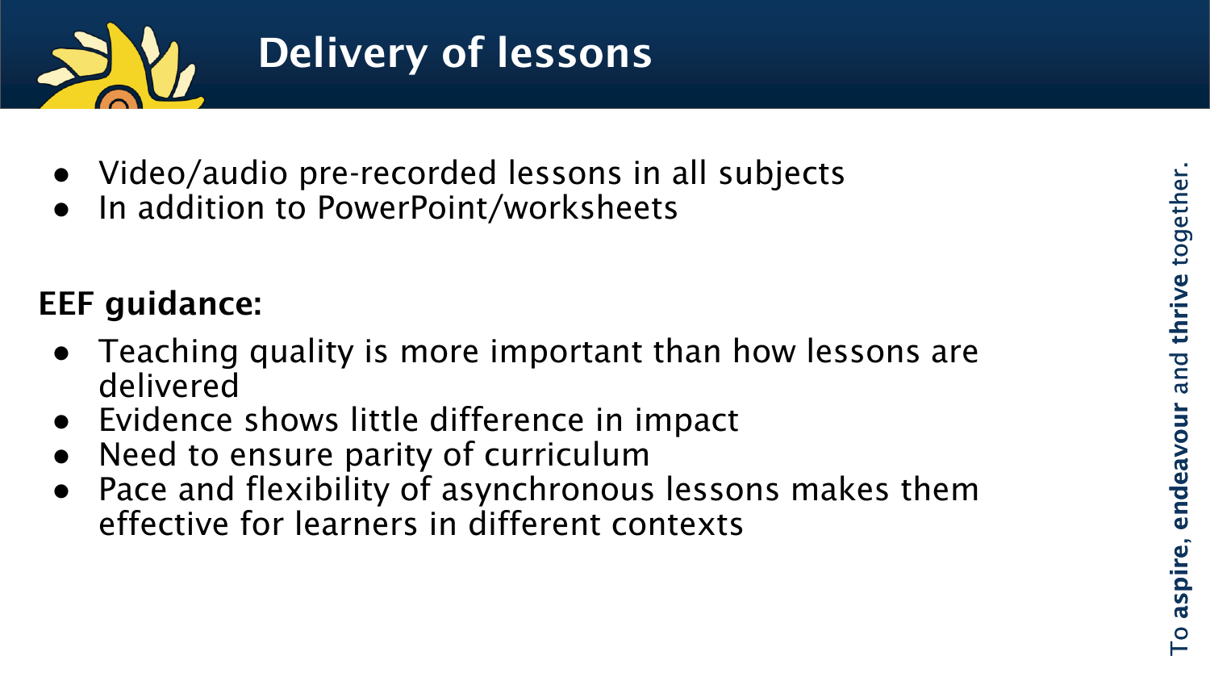# Delivery of lessons

- Video/audio pre-recorded lessons in all subjects
- In addition to PowerPoint/worksheets

**EEF guidance:**

- Teaching quality is more important than how lessons are delivered
- Evidence shows little difference in impact
- Need to ensure parity of curriculum
- Pace and flexibility of asynchronous lessons makes them effective for learners in different contexts

To **aspire**, **endeavour** and **thrive** together.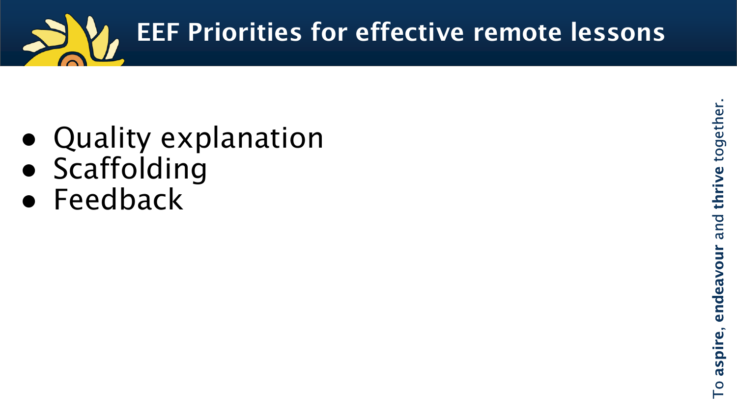# EEF Priorities for effective remote lessons

- Quality explanation
- Scaffolding
- Feedback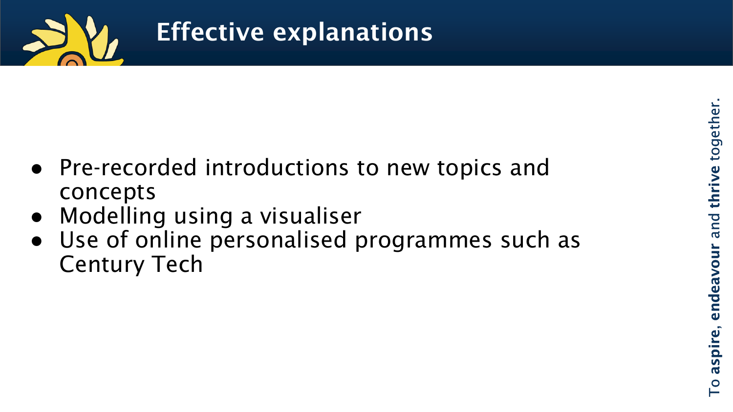# Effective explanations

- Pre-recorded introductions to new topics and concepts
- Modelling using a visualiser
- Use of online personalised programmes such as Century Tech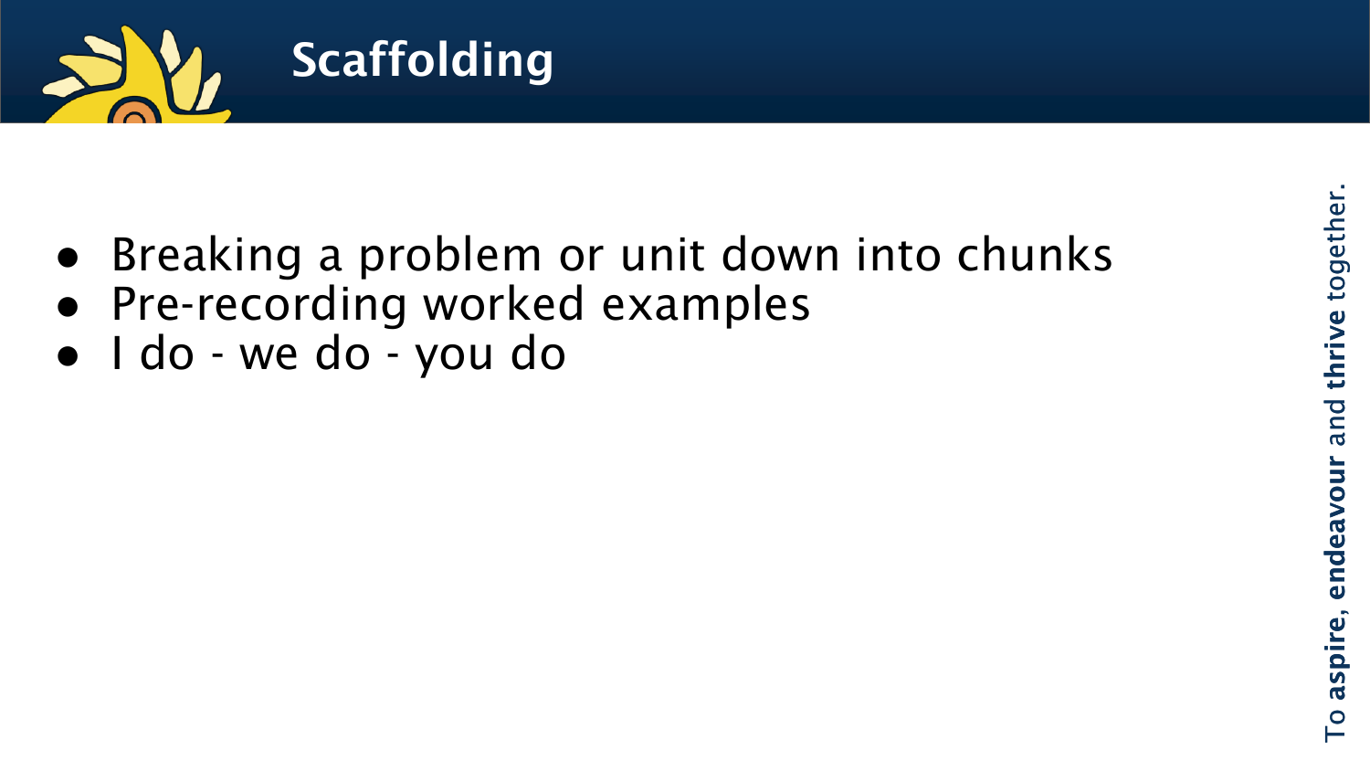# Scaffolding

- Breaking a problem or unit down into chunks
- Pre-recording worked examples
- I do - we do - you do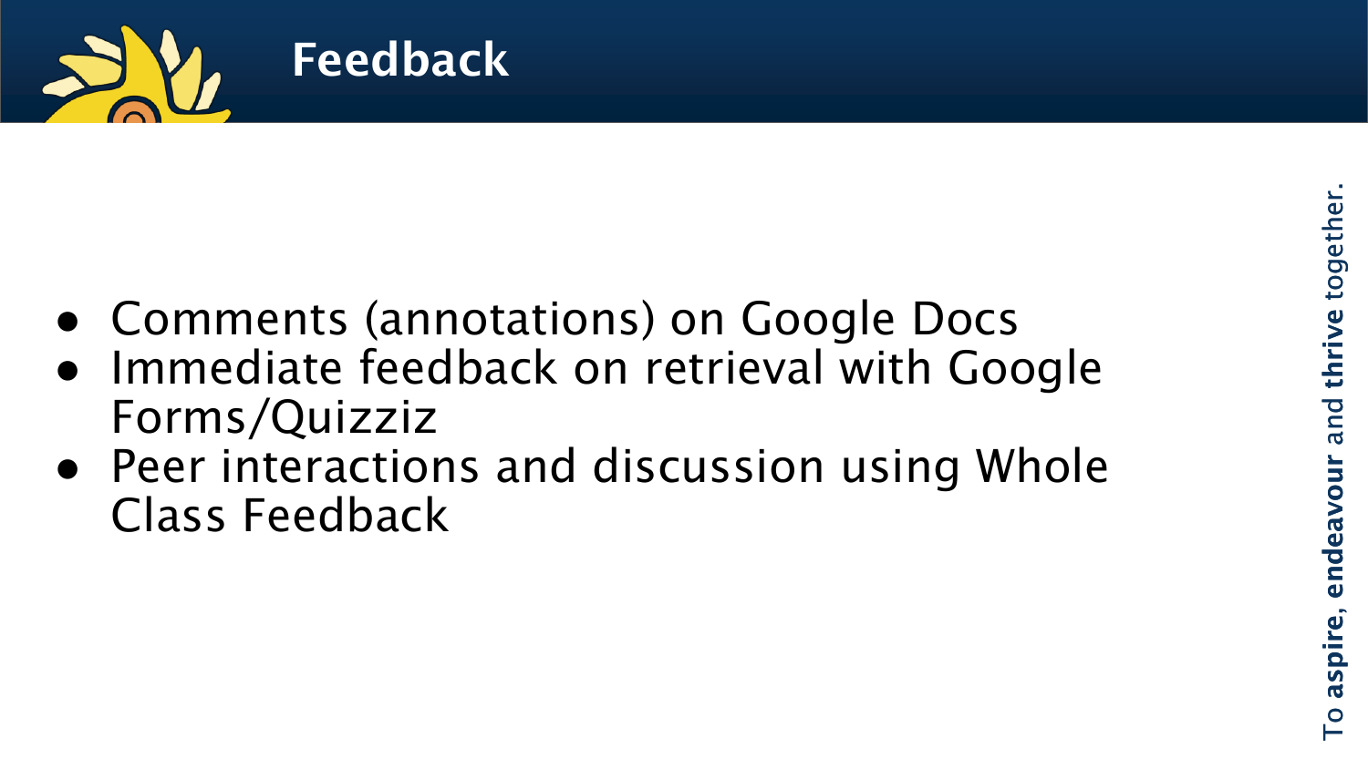# Feedback

- Comments (annotations) on Google Docs
- Immediate feedback on retrieval with Google Forms/Quizziz
- Peer interactions and discussion using Whole Class Feedback

To **aspire**, **endeavour** and **thrive** together.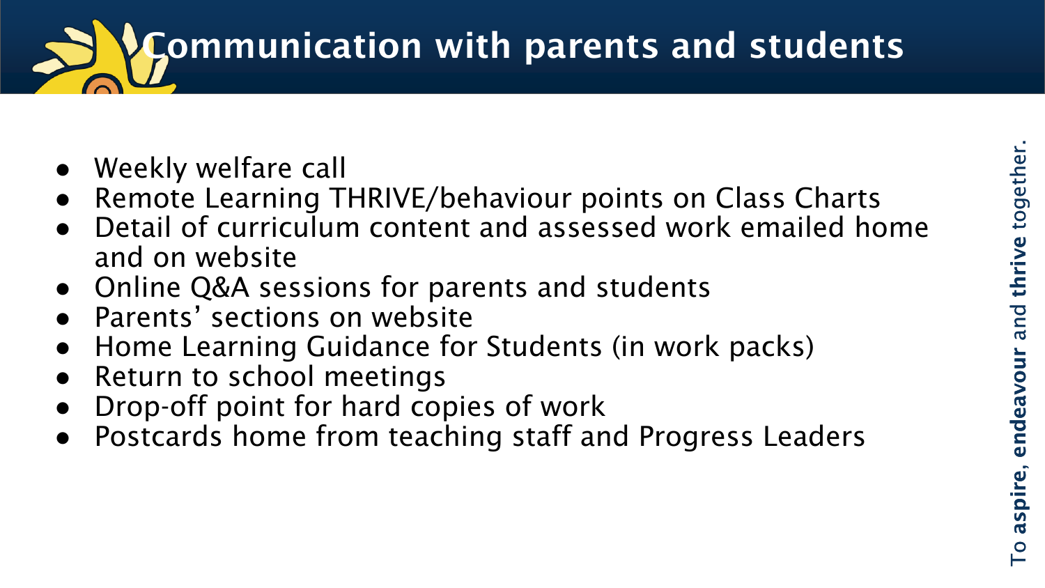# Communication with parents and students

- Weekly welfare call
- Remote Learning THRIVE/behaviour points on Class Charts
- Detail of curriculum content and assessed work emailed home and on website
- Online Q&A sessions for parents and students
- Parents' sections on website
- Home Learning Guidance for Students (in work packs)
- Return to school meetings
- Drop-off point for hard copies of work
- Postcards home from teaching staff and Progress Leaders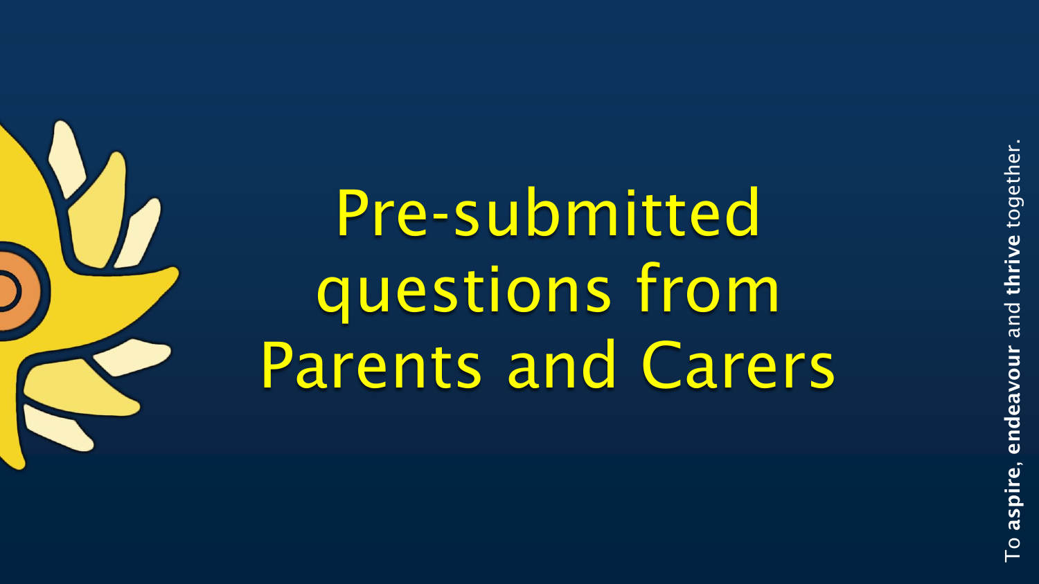# Pre-submitted questions from Parents and Carers

To **aspire**, **endeavour** and **thrive** together.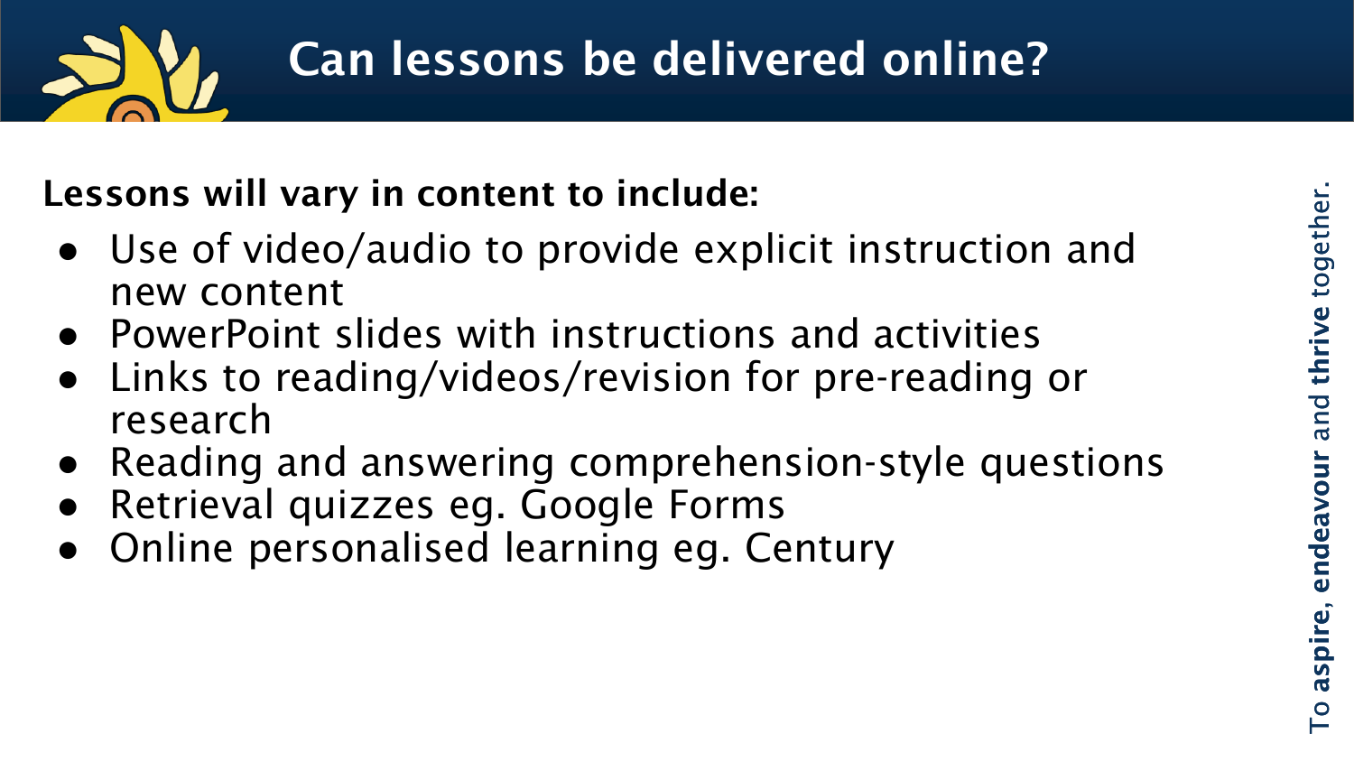# Can lessons be delivered online?

**Lessons will vary in content to include:**

- Use of video/audio to provide explicit instruction and new content
- PowerPoint slides with instructions and activities
- Links to reading/videos/revision for pre-reading or research
- Reading and answering comprehension-style questions
- Retrieval quizzes eg. Google Forms
- Online personalised learning eg. Century

To **aspire**, **endeavour** and **thrive** together.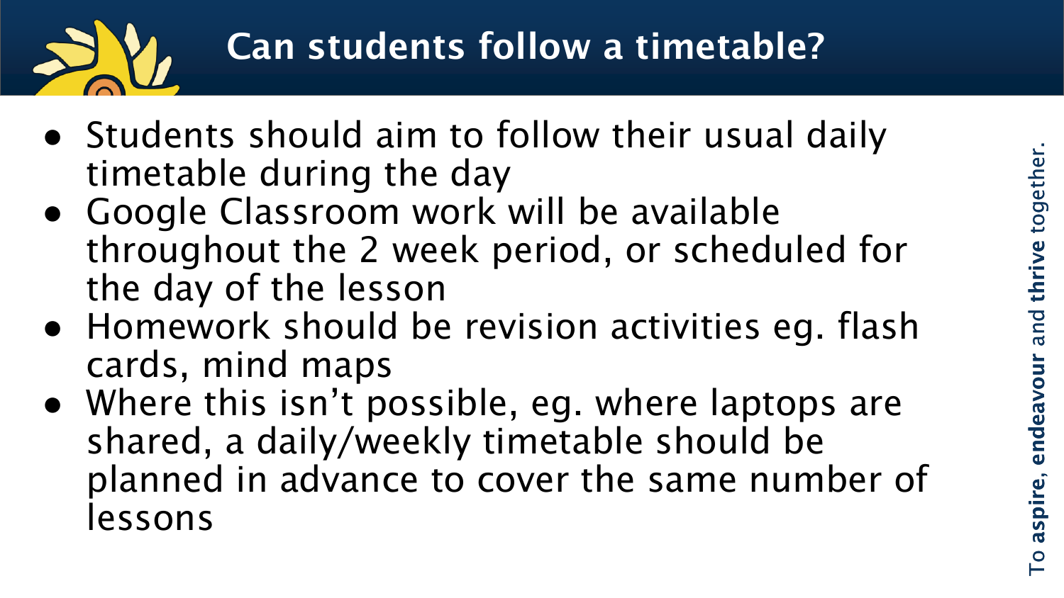# Can students follow a timetable?

- Students should aim to follow their usual daily timetable during the day
- Google Classroom work will be available throughout the 2 week period, or scheduled for the day of the lesson
- Homework should be revision activities eg. flash cards, mind maps
- Where this isn’t possible, eg. where laptops are shared, a daily/weekly timetable should be planned in advance to cover the same number of lessons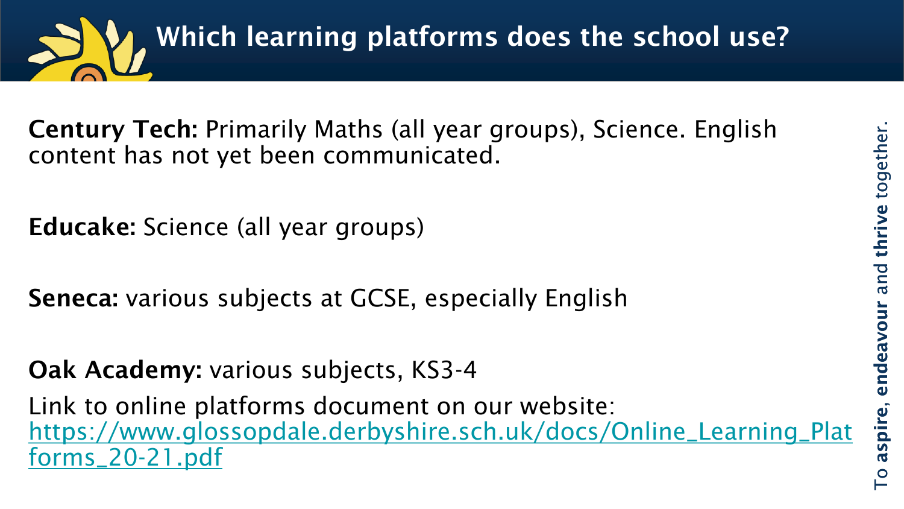# Which learning platforms does the school use?

**Century Tech:** Primarily Maths (all year groups), Science. English content has not yet been communicated.

**Educake:** Science (all year groups)

**Seneca:** various subjects at GCSE, especially English

**Oak Academy:** various subjects, KS3-4

Link to online platforms document on our website: [https://www.glossopdale.derbyshire.sch.uk/docs/Online_Learning_Platforms_20-21.pdf](https://www.glossopdale.derbyshire.sch.uk/docs/Online_Learning_Platforms_20-21.pdf)

To **aspire**, **endeavour** and **thrive** together.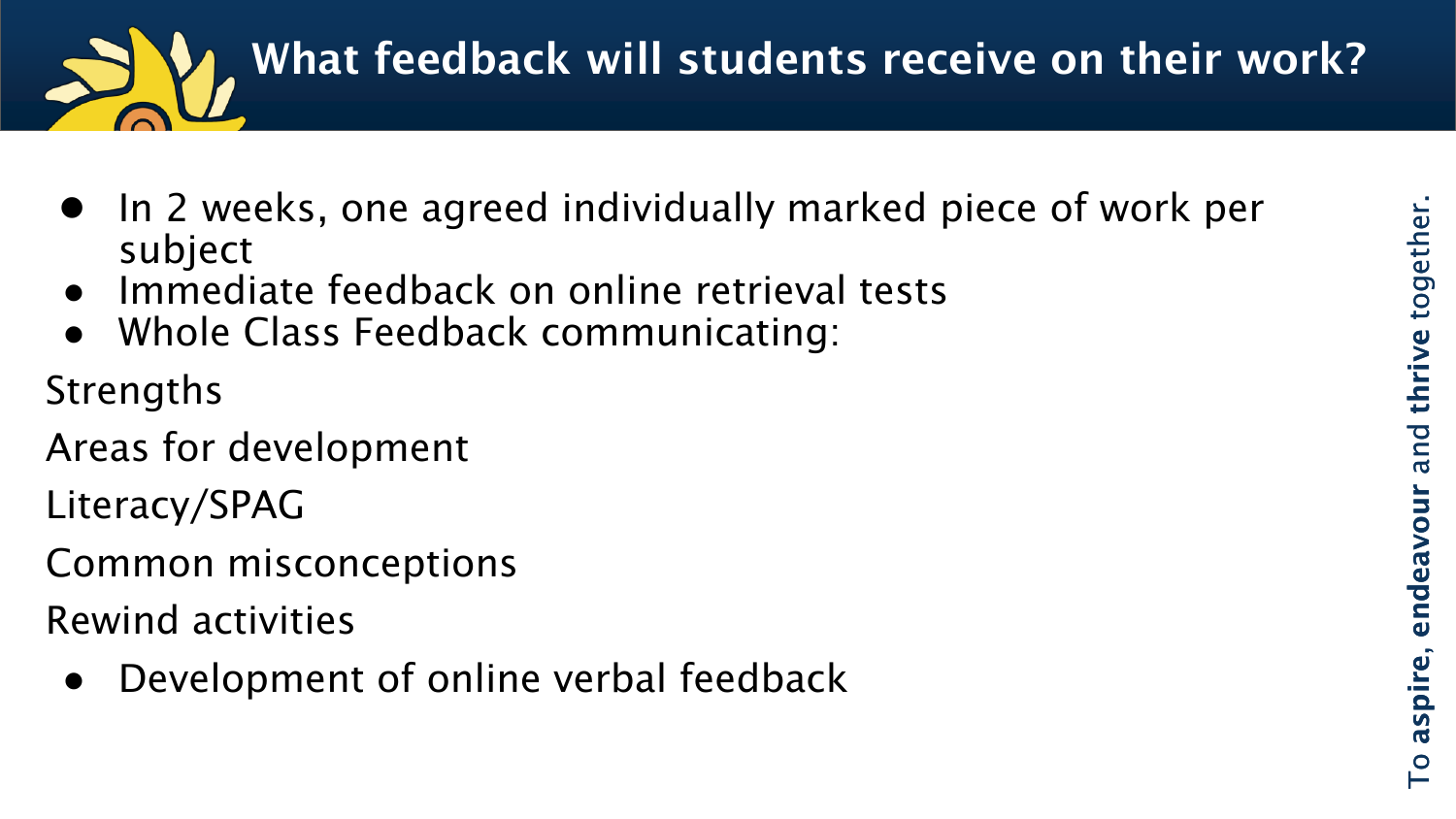# What feedback will students receive on their work?

- In 2 weeks, one agreed individually marked piece of work per subject
- Immediate feedback on online retrieval tests
- Whole Class Feedback communicating:

Strengths

Areas for development

Literacy/SPAG

Common misconceptions

Rewind activities

- Development of online verbal feedback

To **aspire**, **endeavour** and **thrive** together.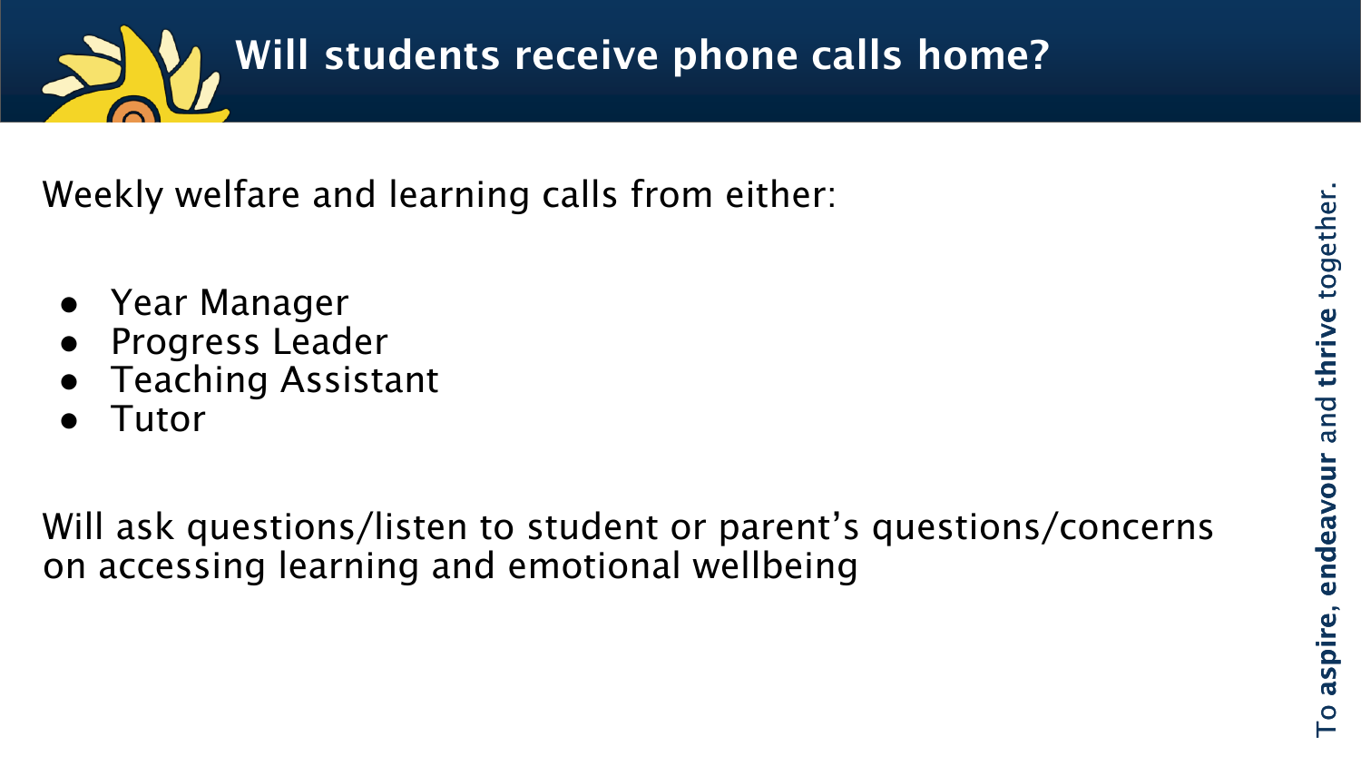# Will students receive phone calls home?

Weekly welfare and learning calls from either:

- Year Manager
- Progress Leader
- Teaching Assistant
- Tutor

Will ask questions/listen to student or parent's questions/concerns on accessing learning and emotional wellbeing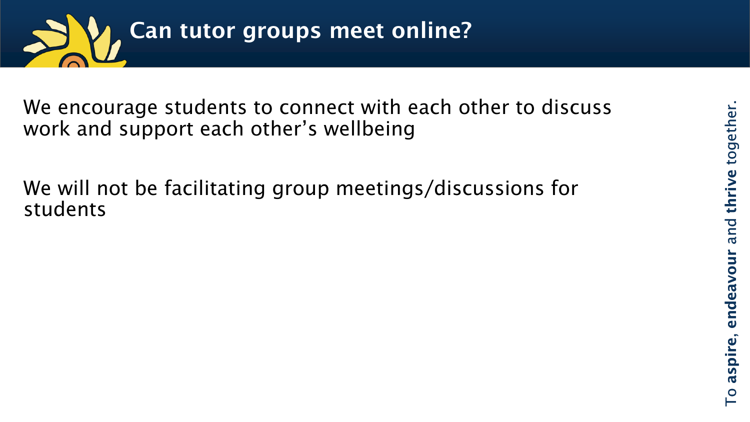# Can tutor groups meet online?

We encourage students to connect with each other to discuss work and support each other's wellbeing

We will not be facilitating group meetings/discussions for students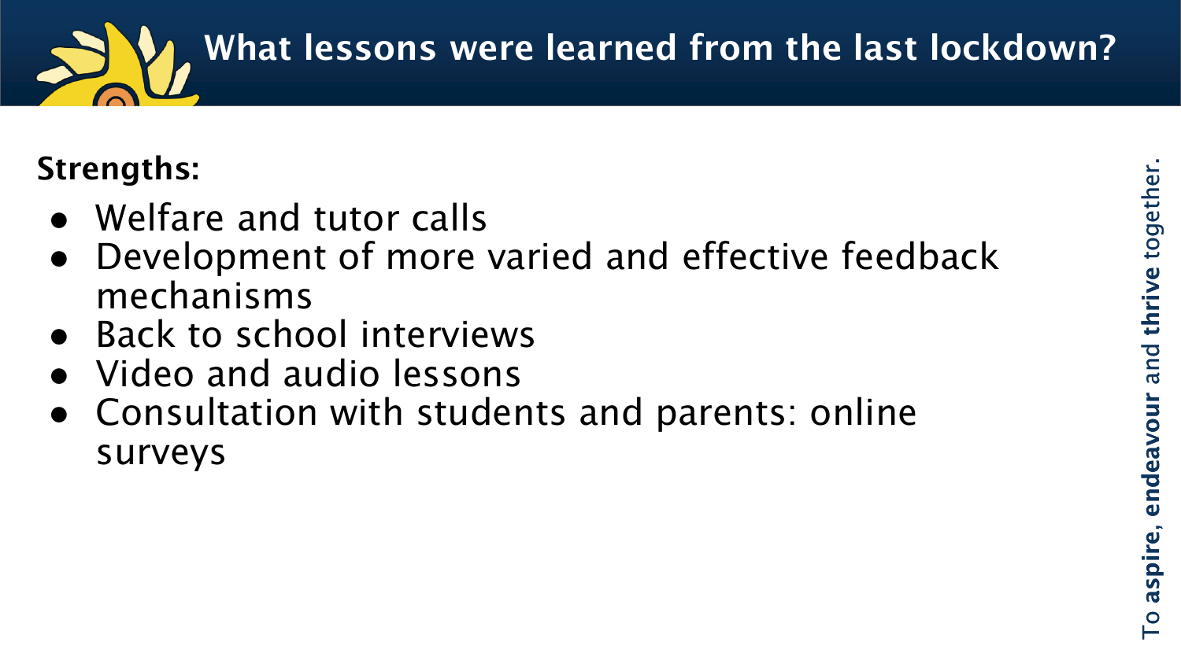# What lessons were learned from the last lockdown?

**Strengths:**

- Welfare and tutor calls
- Development of more varied and effective feedback mechanisms
- Back to school interviews
- Video and audio lessons
- Consultation with students and parents: online surveys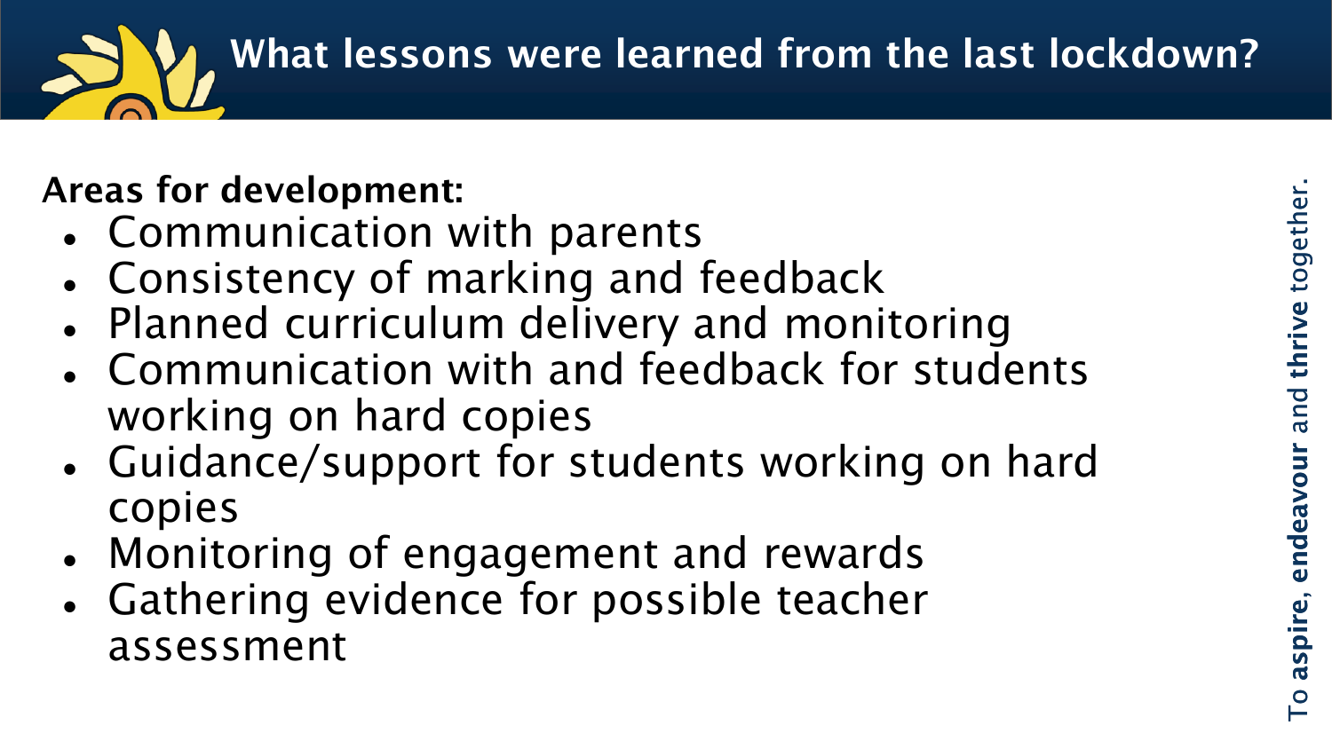# What lessons were learned from the last lockdown?

**Areas for development:**

- Communication with parents
- Consistency of marking and feedback
- Planned curriculum delivery and monitoring
- Communication with and feedback for students working on hard copies
- Guidance/support for students working on hard copies
- Monitoring of engagement and rewards
- Gathering evidence for possible teacher assessment

To **aspire**, **endeavour** and **thrive** together.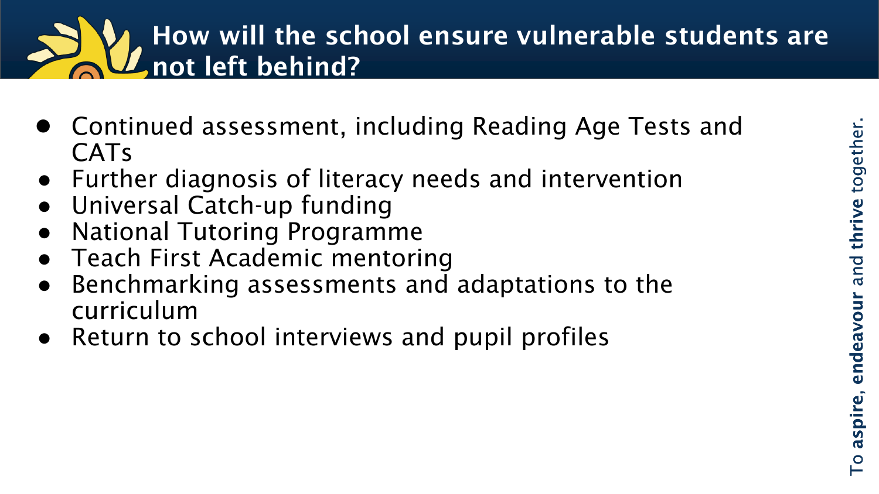# How will the school ensure vulnerable students are not left behind?

- Continued assessment, including Reading Age Tests and CATs
- Further diagnosis of literacy needs and intervention
- Universal Catch-up funding
- National Tutoring Programme
- Teach First Academic mentoring
- Benchmarking assessments and adaptations to the curriculum
- Return to school interviews and pupil profiles

To **aspire**, **endeavour** and **thrive** together.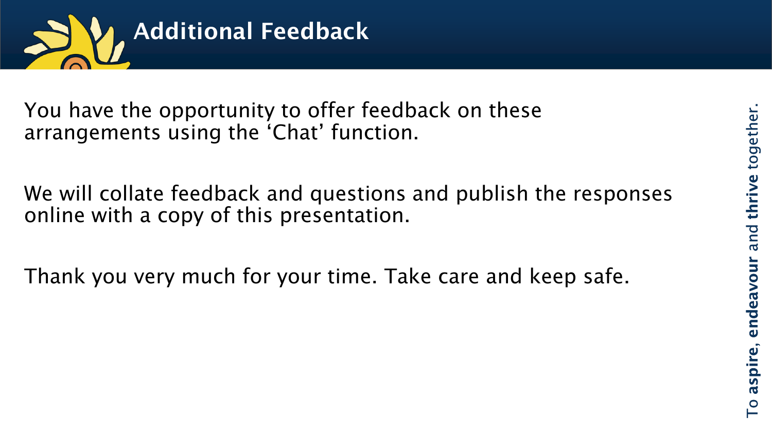# Additional Feedback

You have the opportunity to offer feedback on these arrangements using the 'Chat' function.

We will collate feedback and questions and publish the responses online with a copy of this presentation.

Thank you very much for your time. Take care and keep safe.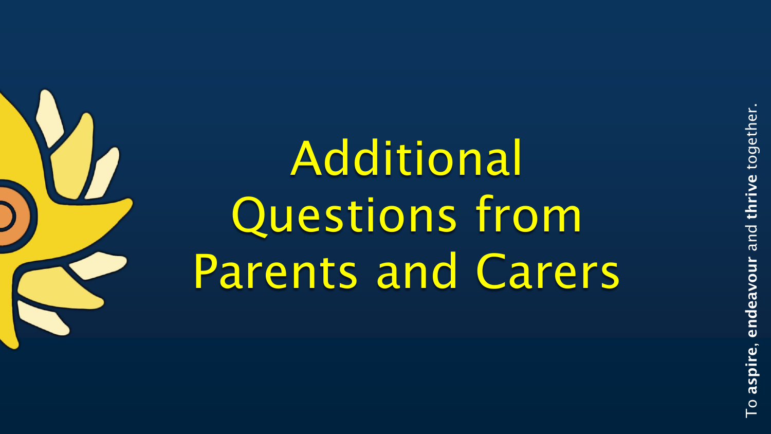# Additional Questions from Parents and Carers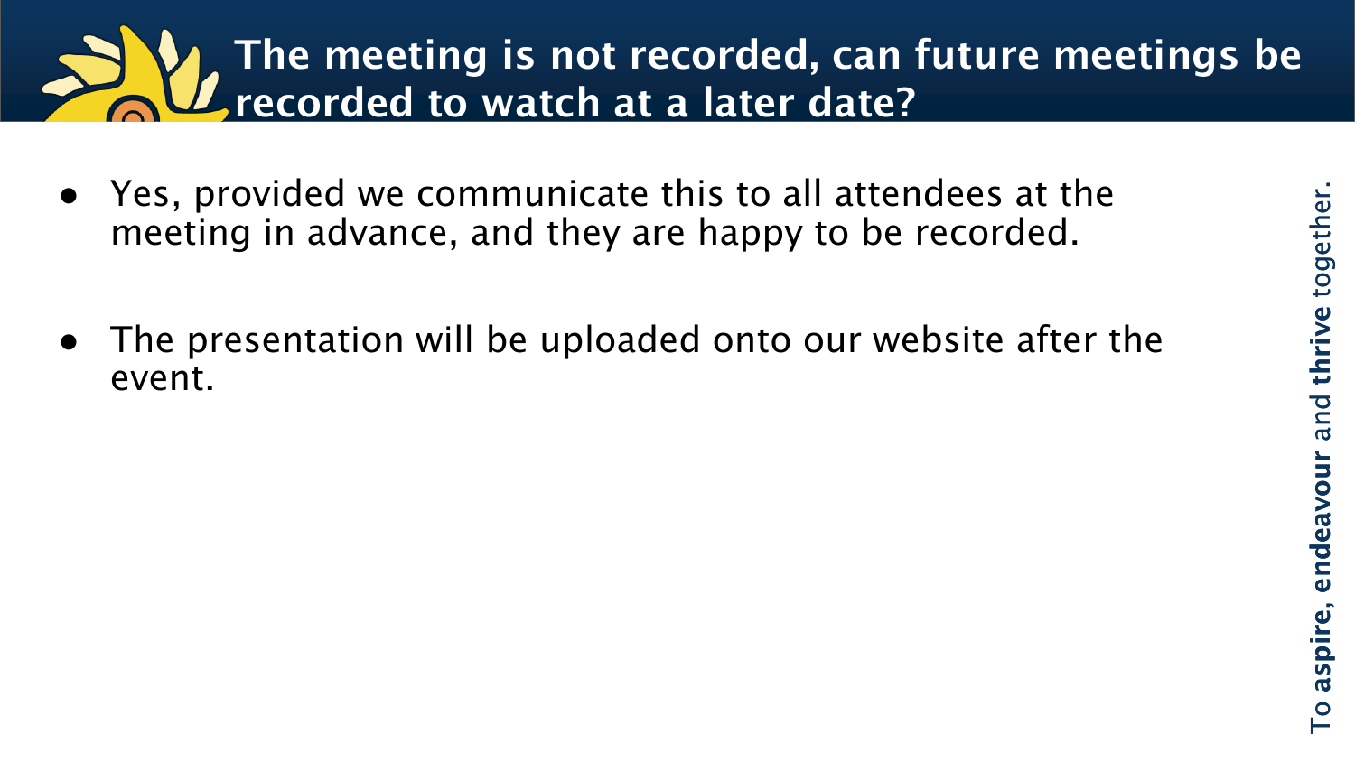# The meeting is not recorded, can future meetings be recorded to watch at a later date?

- Yes, provided we communicate this to all attendees at the meeting in advance, and they are happy to be recorded.
- The presentation will be uploaded onto our website after the event.

To **aspire**, **endeavour** and **thrive** together.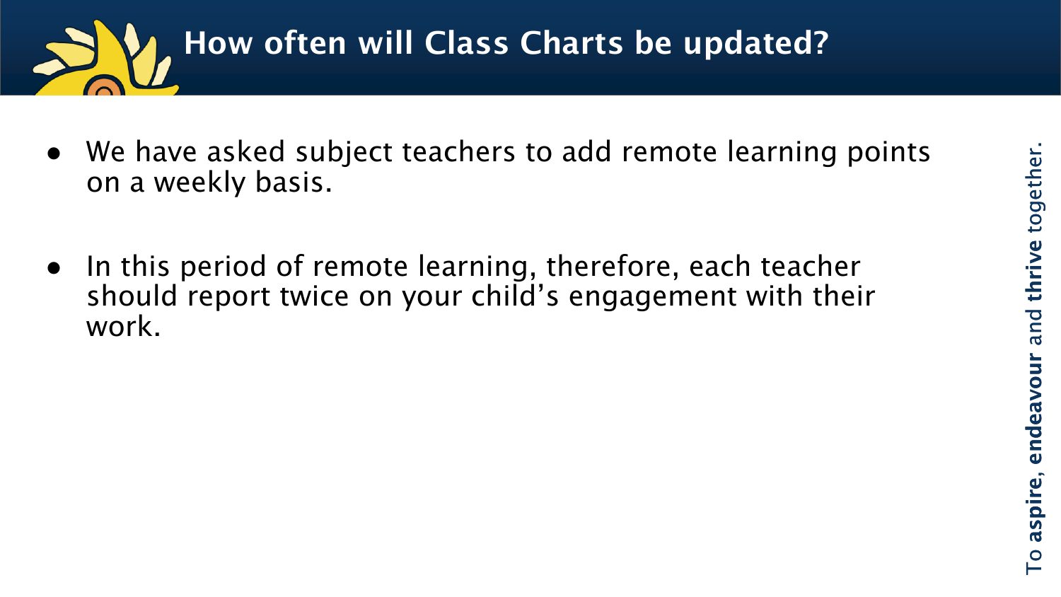# How often will Class Charts be updated?

- We have asked subject teachers to add remote learning points on a weekly basis.

- In this period of remote learning, therefore, each teacher should report twice on your child's engagement with their work.

To **aspire**, **endeavour** and **thrive** together.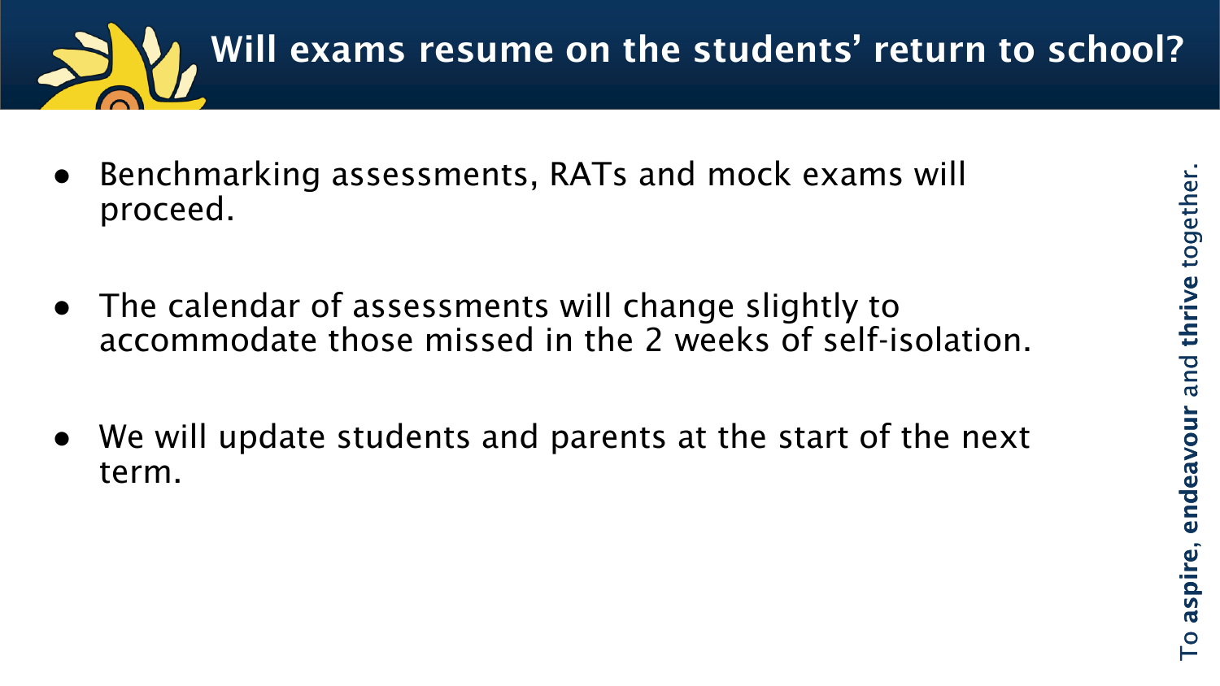# Will exams resume on the students' return to school?

- Benchmarking assessments, RATs and mock exams will proceed.
- The calendar of assessments will change slightly to accommodate those missed in the 2 weeks of self-isolation.
- We will update students and parents at the start of the next term.

To **aspire**, **endeavour** and **thrive** together.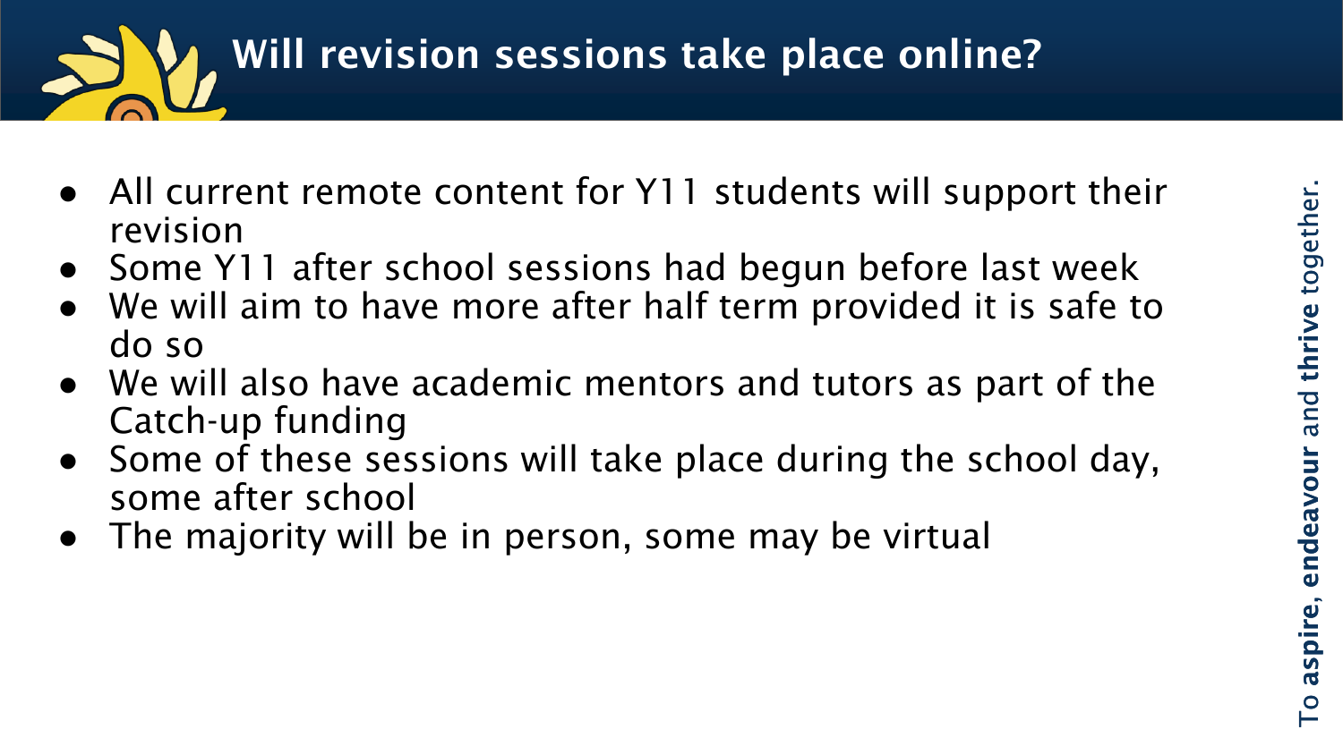# Will revision sessions take place online?

- All current remote content for Y11 students will support their revision
- Some Y11 after school sessions had begun before last week
- We will aim to have more after half term provided it is safe to do so
- We will also have academic mentors and tutors as part of the Catch-up funding
- Some of these sessions will take place during the school day, some after school
- The majority will be in person, some may be virtual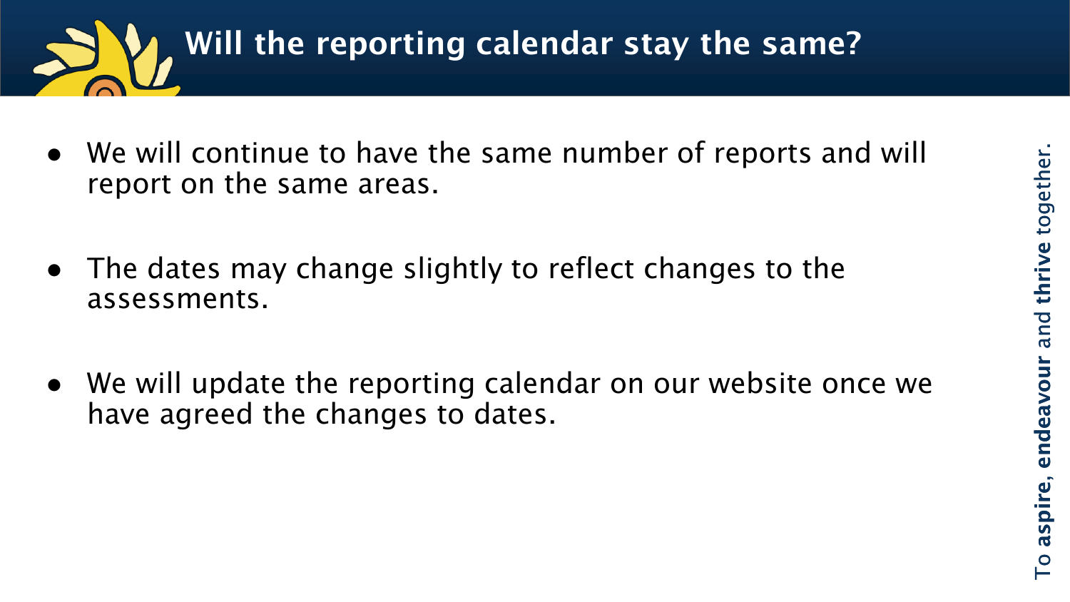# Will the reporting calendar stay the same?

- We will continue to have the same number of reports and will report on the same areas.

- The dates may change slightly to reflect changes to the assessments.

- We will update the reporting calendar on our website once we have agreed the changes to dates.

To **aspire**, **endeavour** and **thrive** together.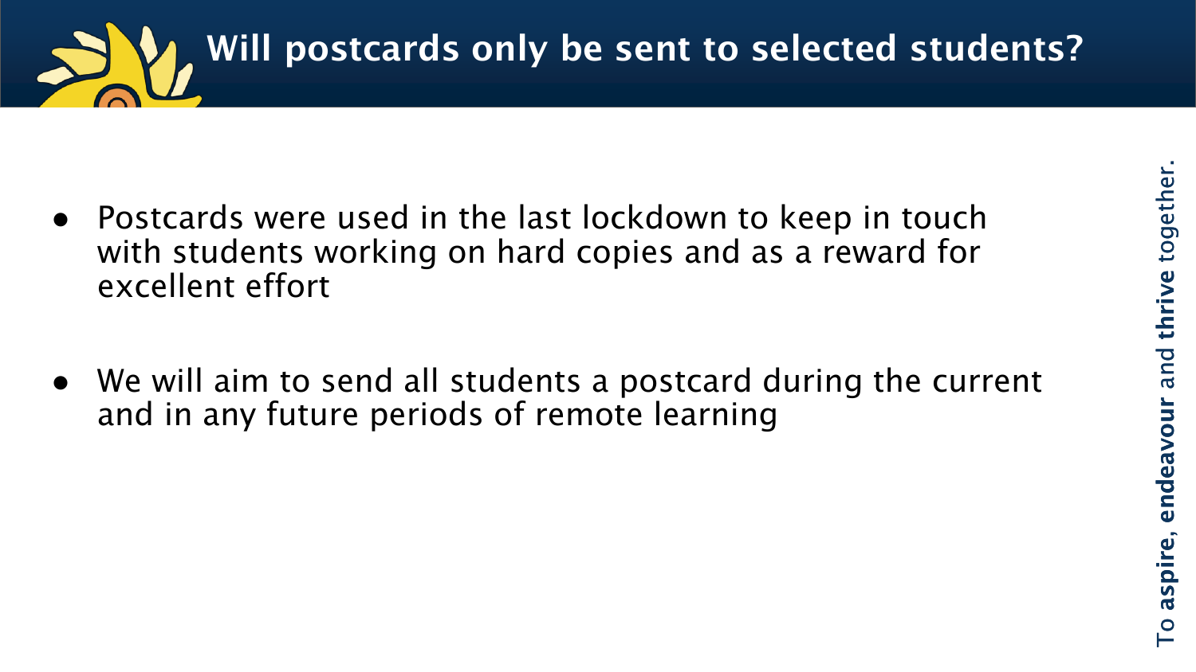# Will postcards only be sent to selected students?

- Postcards were used in the last lockdown to keep in touch with students working on hard copies and as a reward for excellent effort
- We will aim to send all students a postcard during the current and in any future periods of remote learning

To **aspire**, **endeavour** and **thrive** together.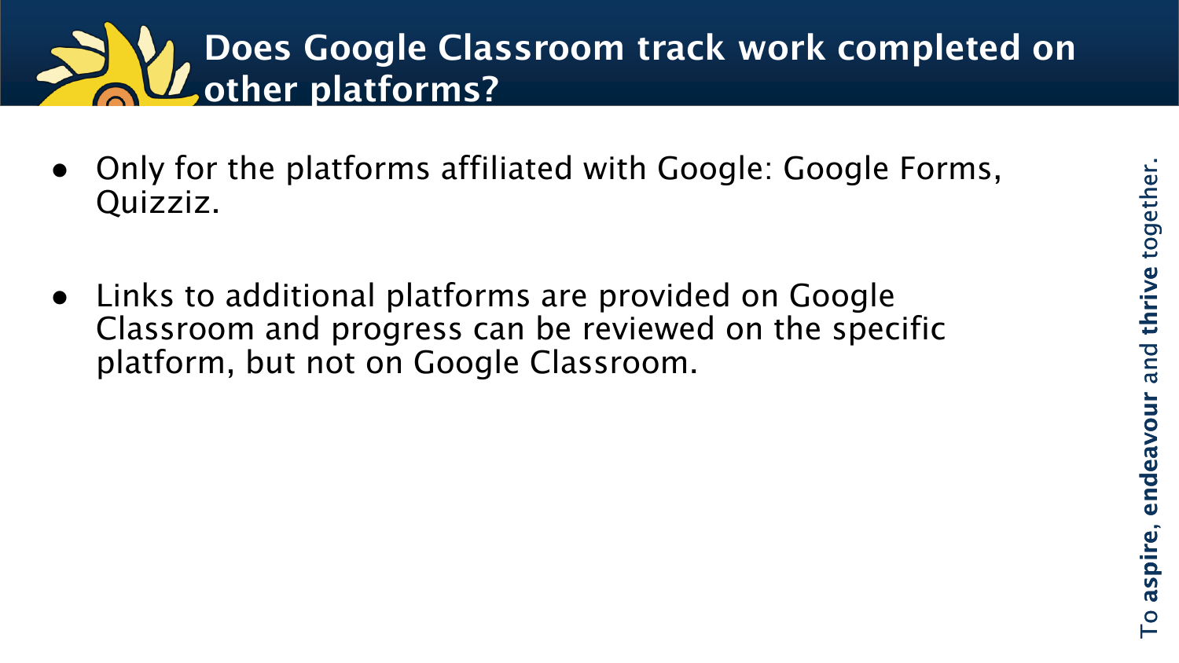# Does Google Classroom track work completed on other platforms?

- Only for the platforms affiliated with Google: Google Forms, Quizziz.

- Links to additional platforms are provided on Google Classroom and progress can be reviewed on the specific platform, but not on Google Classroom.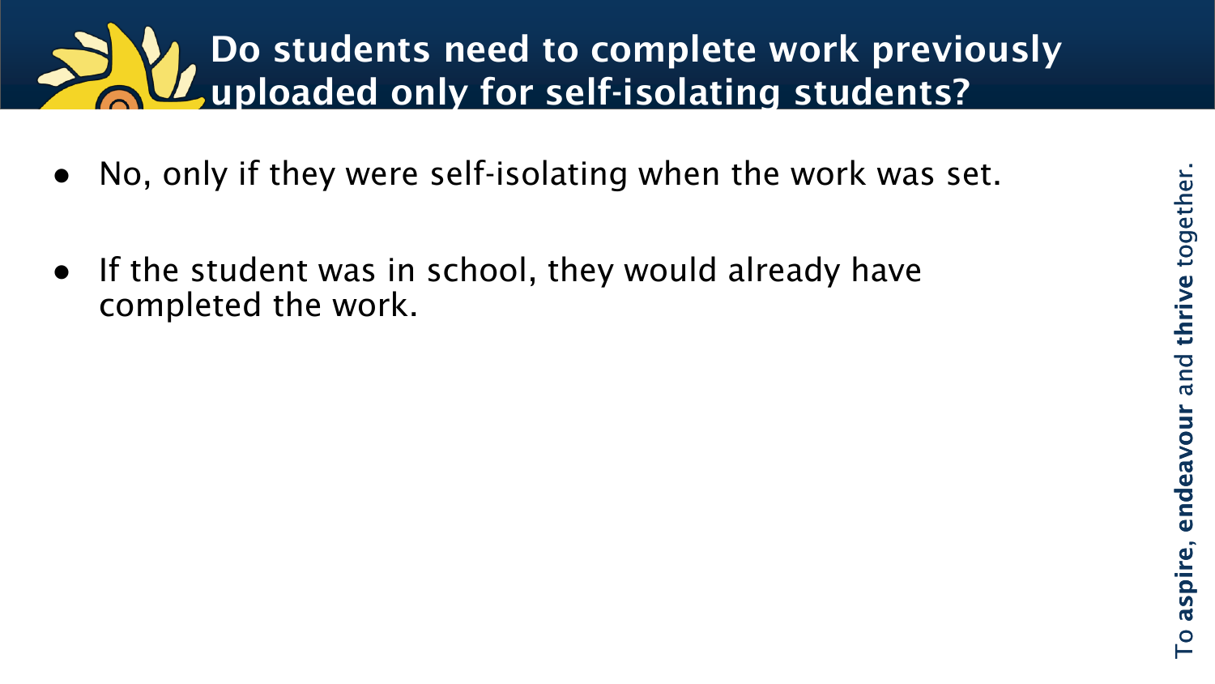# Do students need to complete work previously uploaded only for self-isolating students?

- No, only if they were self-isolating when the work was set.
- If the student was in school, they would already have completed the work.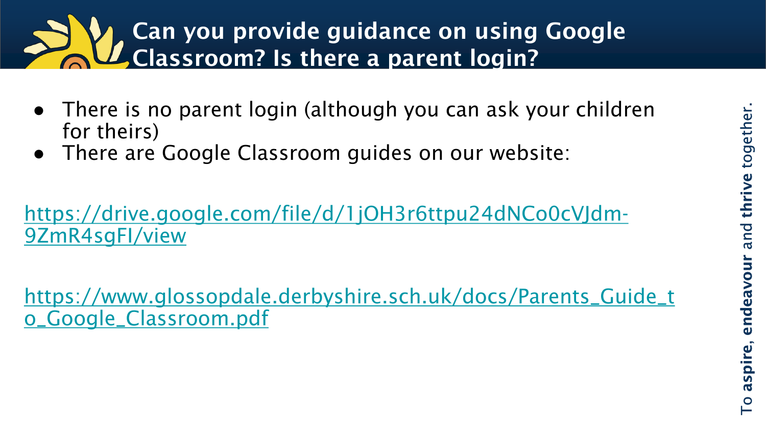# Can you provide guidance on using Google Classroom? Is there a parent login?

- There is no parent login (although you can ask your children for theirs)
- There are Google Classroom guides on our website:

https://drive.google.com/file/d/1jOH3r6ttpu24dNCo0cVJdm-9ZmR4sgFI/view

https://www.glossopdale.derbyshire.sch.uk/docs/Parents_Guide_to_Google_Classroom.pdf

To **aspire**, **endeavour** and **thrive** together.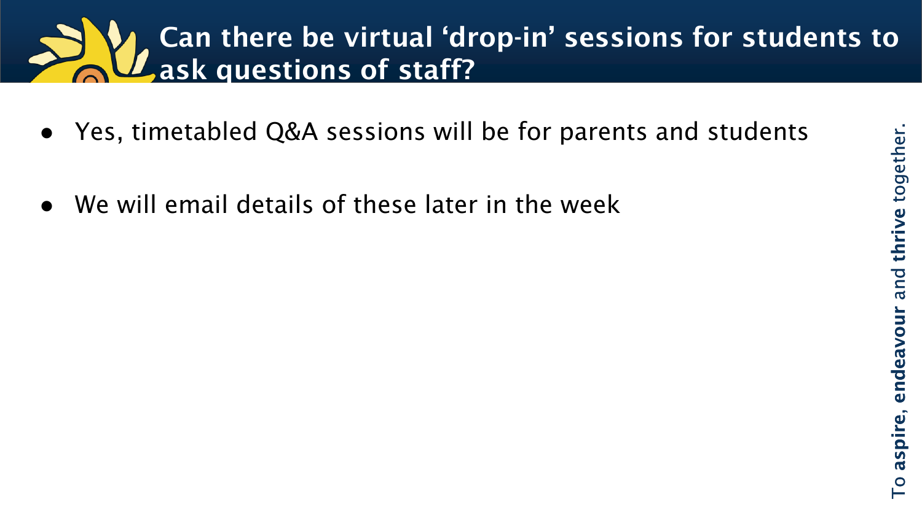# Can there be virtual 'drop-in' sessions for students to ask questions of staff?

- Yes, timetabled Q&A sessions will be for parents and students
- We will email details of these later in the week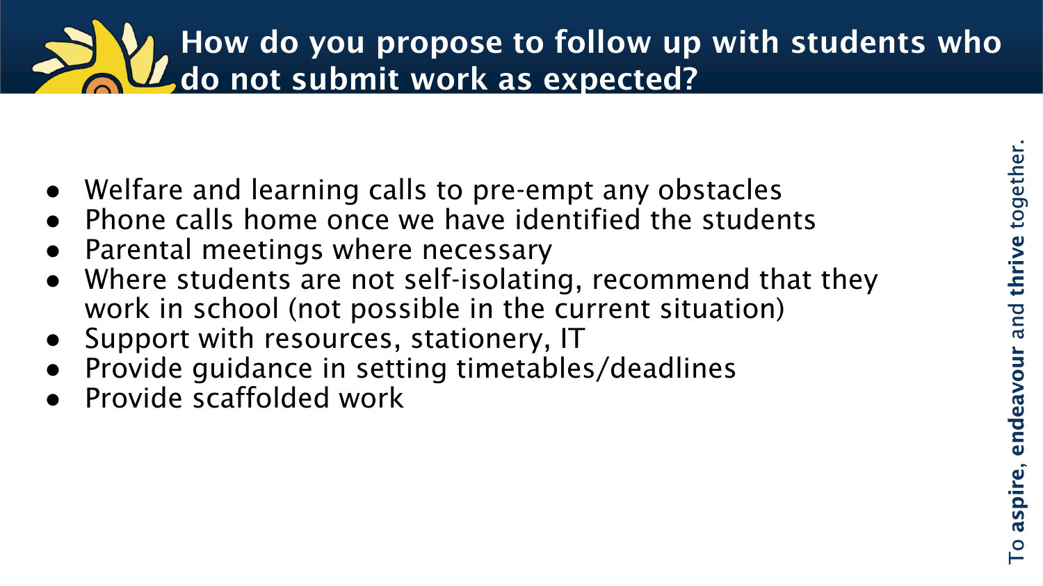# How do you propose to follow up with students who do not submit work as expected?

- Welfare and learning calls to pre-empt any obstacles
- Phone calls home once we have identified the students
- Parental meetings where necessary
- Where students are not self-isolating, recommend that they work in school (not possible in the current situation)
- Support with resources, stationery, IT
- Provide guidance in setting timetables/deadlines
- Provide scaffolded work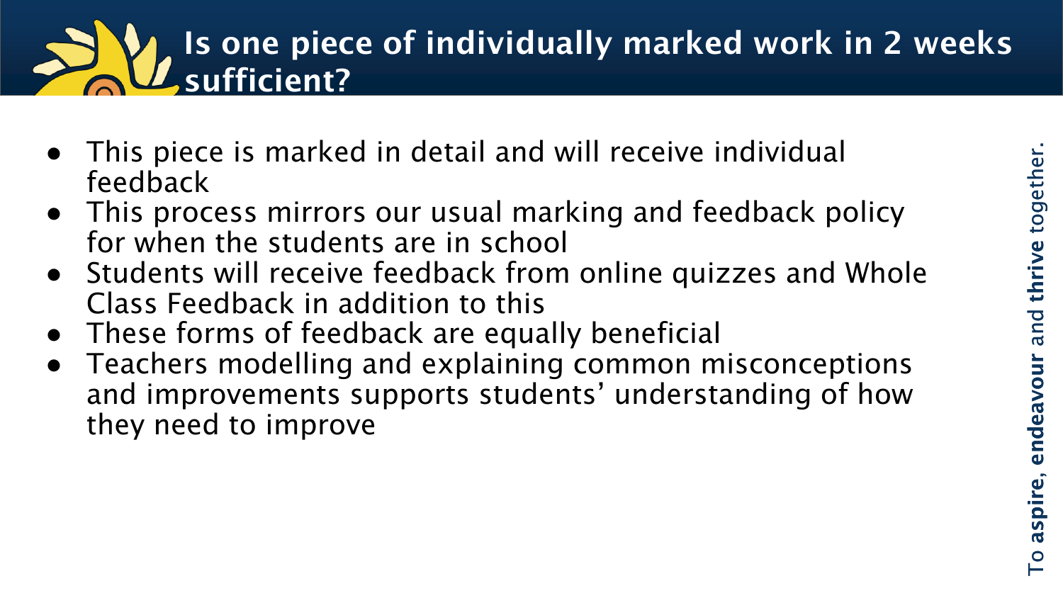# Is one piece of individually marked work in 2 weeks sufficient?

- This piece is marked in detail and will receive individual feedback
- This process mirrors our usual marking and feedback policy for when the students are in school
- Students will receive feedback from online quizzes and Whole Class Feedback in addition to this
- These forms of feedback are equally beneficial
- Teachers modelling and explaining common misconceptions and improvements supports students' understanding of how they need to improve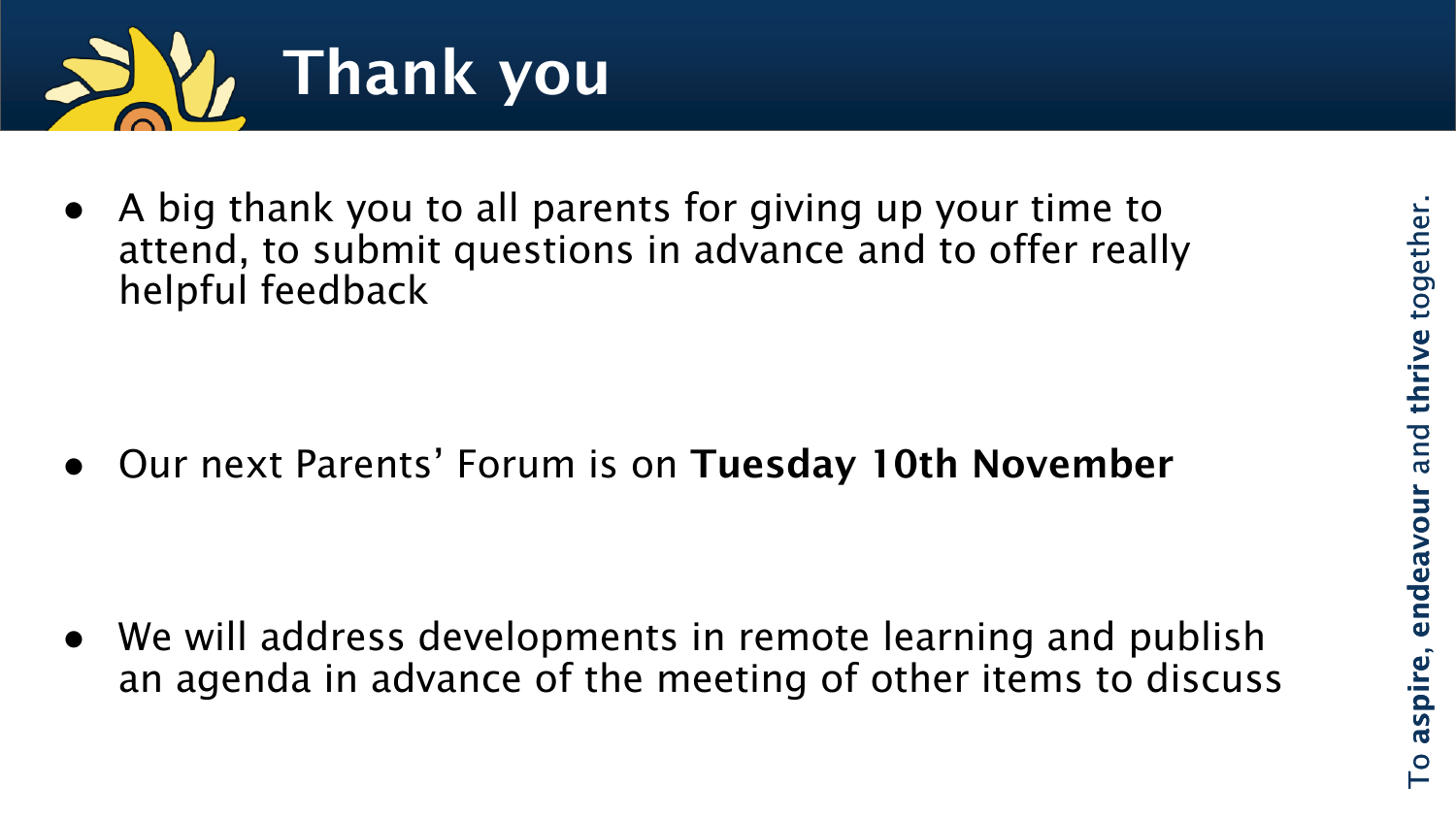# Thank you

- A big thank you to all parents for giving up your time to attend, to submit questions in advance and to offer really helpful feedback

- Our next Parents' Forum is on **Tuesday 10th November**

- We will address developments in remote learning and publish an agenda in advance of the meeting of other items to discuss

To **aspire**, **endeavour** and **thrive** together.